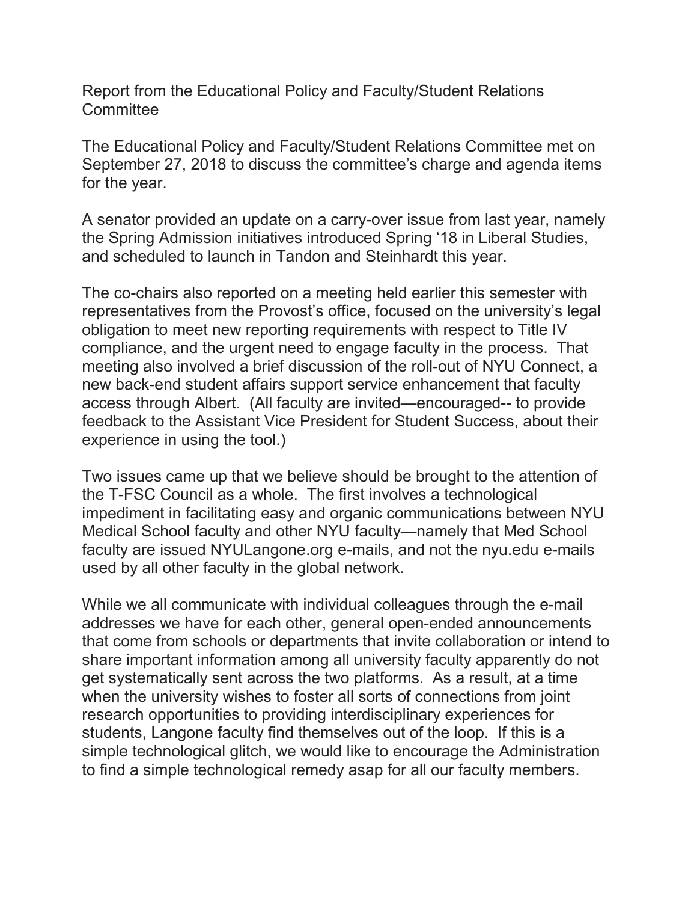# Report from the Educational Policy and Faculty/Student Relations Committee

The Educational Policy and Faculty/Student Relations Committee met on September 27, 2018 to discuss the committee's charge and agenda items for the year.

A senator provided an update on a carry-over issue from last year, namely the Spring Admission initiatives introduced Spring '18 in Liberal Studies, and scheduled to launch in Tandon and Steinhardt this year.

The co-chairs also reported on a meeting held earlier this semester with representatives from the Provost's office, focused on the university's legal obligation to meet new reporting requirements with respect to Title IV compliance, and the urgent need to engage faculty in the process. That meeting also involved a brief discussion of the roll-out of NYU Connect, a new back-end student affairs support service enhancement that faculty access through Albert. (All faculty are invited—encouraged-- to provide feedback to the Assistant Vice President for Student Success, about their experience in using the tool.)

Two issues came up that we believe should be brought to the attention of the T-FSC Council as a whole. The first involves a technological impediment in facilitating easy and organic communications between NYU Medical School faculty and other NYU faculty—namely that Med School faculty are issued NYULangone.org e-mails, and not the nyu.edu e-mails used by all other faculty in the global network.

While we all communicate with individual colleagues through the e-mail addresses we have for each other, general open-ended announcements that come from schools or departments that invite collaboration or intend to share important information among all university faculty apparently do not get systematically sent across the two platforms. As a result, at a time when the university wishes to foster all sorts of connections from joint research opportunities to providing interdisciplinary experiences for students, Langone faculty find themselves out of the loop. If this is a simple technological glitch, we would like to encourage the Administration to find a simple technological remedy asap for all our faculty members.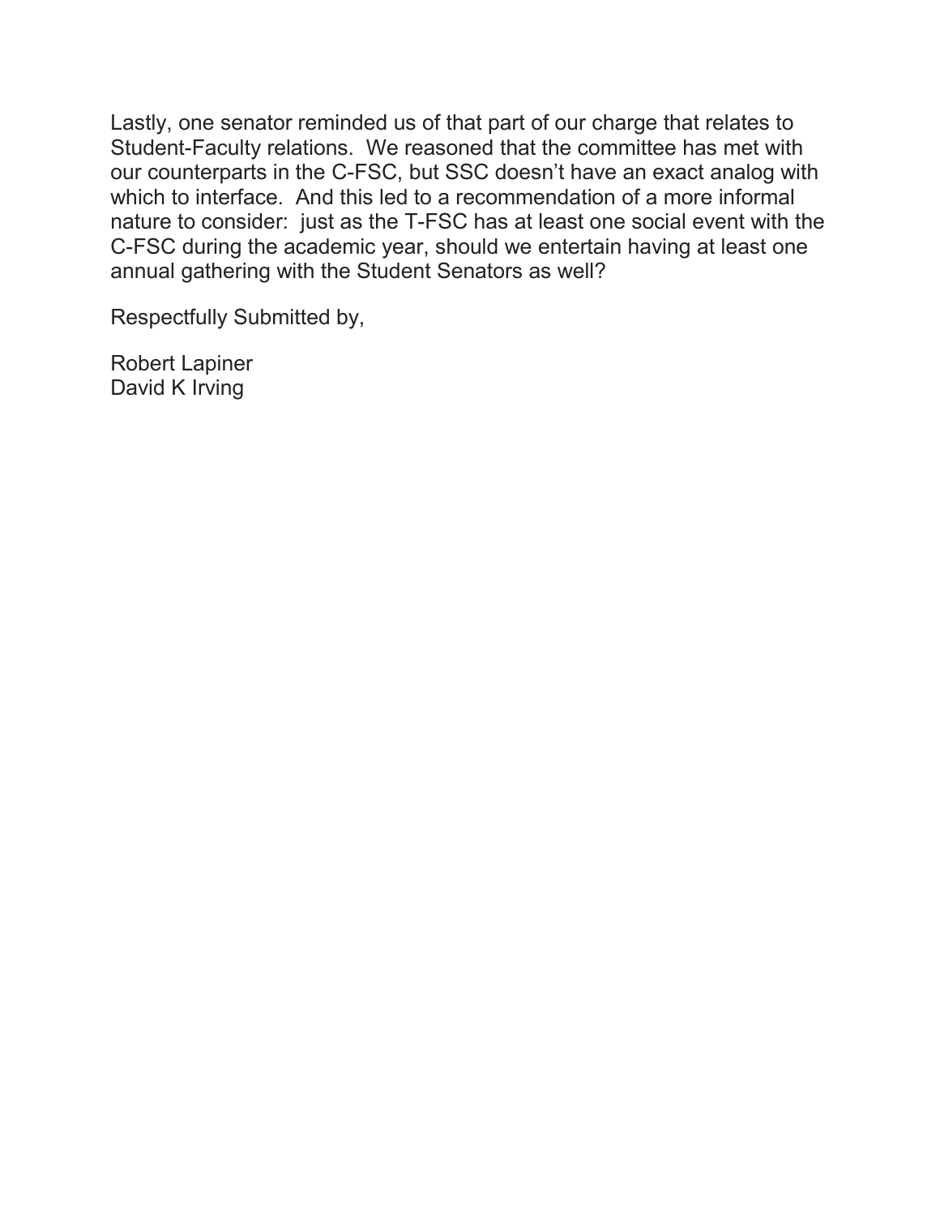Lastly, one senator reminded us of that part of our charge that relates to Student-Faculty relations. We reasoned that the committee has met with our counterparts in the C-FSC, but SSC doesn't have an exact analog with which to interface. And this led to a recommendation of a more informal nature to consider: just as the T-FSC has at least one social event with the C-FSC during the academic year, should we entertain having at least one annual gathering with the Student Senators as well?

Respectfully Submitted by,

Robert Lapiner
David K Irving